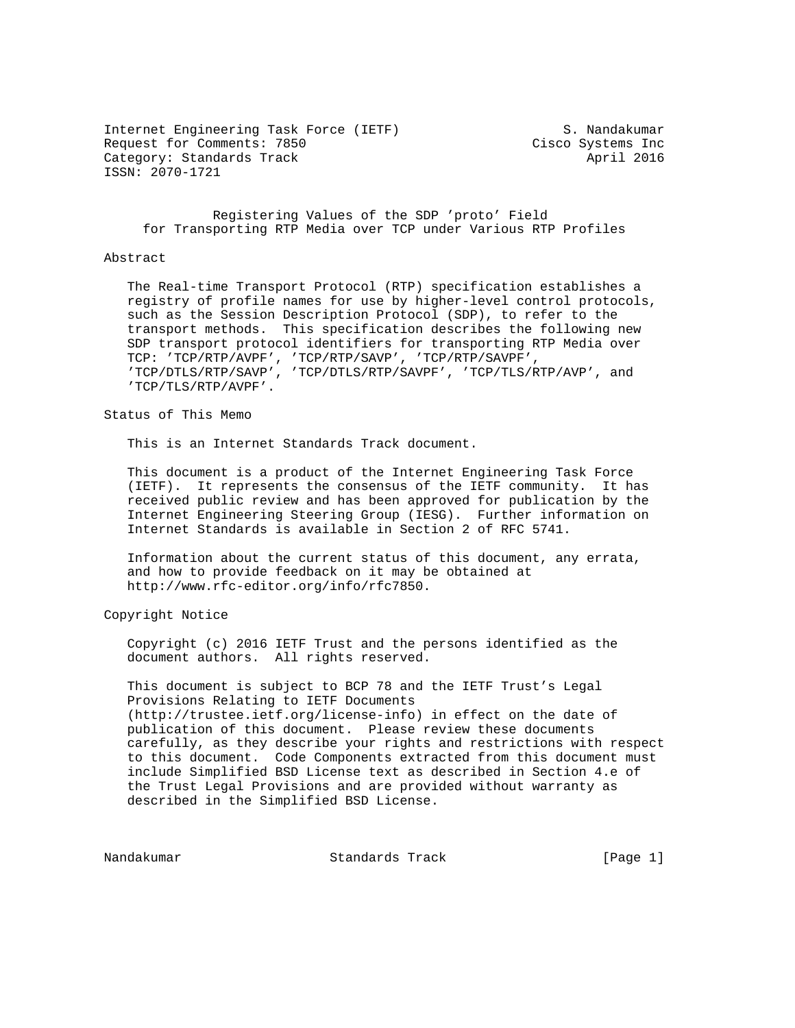Internet Engineering Task Force (IETF)                     S. Nandakumar
Request for Comments: 7850                             Cisco Systems Inc
Category: Standards Track                                     April 2016
ISSN: 2070-1721

# Registering Values of the SDP 'proto' Field for Transporting RTP Media over TCP under Various RTP Profiles

## Abstract

The Real-time Transport Protocol (RTP) specification establishes a registry of profile names for use by higher-level control protocols, such as the Session Description Protocol (SDP), to refer to the transport methods. This specification describes the following new SDP transport protocol identifiers for transporting RTP Media over TCP: 'TCP/RTP/AVPF', 'TCP/RTP/SAVP', 'TCP/RTP/SAVPF', 'TCP/DTLS/RTP/SAVP', 'TCP/DTLS/RTP/SAVPF', 'TCP/TLS/RTP/AVP', and 'TCP/TLS/RTP/AVPF'.

## Status of This Memo

This is an Internet Standards Track document.

This document is a product of the Internet Engineering Task Force (IETF). It represents the consensus of the IETF community. It has received public review and has been approved for publication by the Internet Engineering Steering Group (IESG). Further information on Internet Standards is available in Section 2 of RFC 5741.

Information about the current status of this document, any errata, and how to provide feedback on it may be obtained at http://www.rfc-editor.org/info/rfc7850.

## Copyright Notice

Copyright (c) 2016 IETF Trust and the persons identified as the document authors. All rights reserved.

This document is subject to BCP 78 and the IETF Trust's Legal Provisions Relating to IETF Documents (http://trustee.ietf.org/license-info) in effect on the date of publication of this document. Please review these documents carefully, as they describe your rights and restrictions with respect to this document. Code Components extracted from this document must include Simplified BSD License text as described in Section 4.e of the Trust Legal Provisions and are provided without warranty as described in the Simplified BSD License.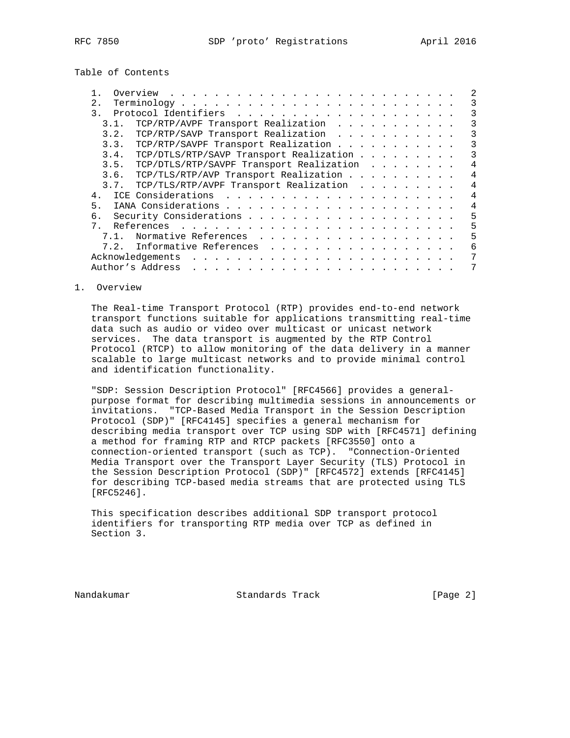Table of Contents

- 1. Overview . . . . . . . . . . . . . . . . . . . . . . . . . . 2
- 2. Terminology . . . . . . . . . . . . . . . . . . . . . . . . . 3
- 3. Protocol Identifiers . . . . . . . . . . . . . . . . . . . . 3
  - 3.1. TCP/RTP/AVPF Transport Realization . . . . . . . . . . . 3
  - 3.2. TCP/RTP/SAVP Transport Realization . . . . . . . . . . . 3
  - 3.3. TCP/RTP/SAVPF Transport Realization . . . . . . . . . . . 3
  - 3.4. TCP/DTLS/RTP/SAVP Transport Realization . . . . . . . . . 3
  - 3.5. TCP/DTLS/RTP/SAVPF Transport Realization . . . . . . . . 4
  - 3.6. TCP/TLS/RTP/AVP Transport Realization . . . . . . . . . . 4
  - 3.7. TCP/TLS/RTP/AVPF Transport Realization . . . . . . . . . 4
- 4. ICE Considerations . . . . . . . . . . . . . . . . . . . . . 4
- 5. IANA Considerations . . . . . . . . . . . . . . . . . . . . . 4
- 6. Security Considerations . . . . . . . . . . . . . . . . . . . 5
- 7. References . . . . . . . . . . . . . . . . . . . . . . . . . 5
  - 7.1. Normative References . . . . . . . . . . . . . . . . . . 5
  - 7.2. Informative References . . . . . . . . . . . . . . . . . 6
- Acknowledgements . . . . . . . . . . . . . . . . . . . . . . . . 7
- Author's Address . . . . . . . . . . . . . . . . . . . . . . . . 7

# 1. Overview

The Real-time Transport Protocol (RTP) provides end-to-end network transport functions suitable for applications transmitting real-time data such as audio or video over multicast or unicast network services. The data transport is augmented by the RTP Control Protocol (RTCP) to allow monitoring of the data delivery in a manner scalable to large multicast networks and to provide minimal control and identification functionality.

"SDP: Session Description Protocol" [RFC4566] provides a general-purpose format for describing multimedia sessions in announcements or invitations. "TCP-Based Media Transport in the Session Description Protocol (SDP)" [RFC4145] specifies a general mechanism for describing media transport over TCP using SDP with [RFC4571] defining a method for framing RTP and RTCP packets [RFC3550] onto a connection-oriented transport (such as TCP). "Connection-Oriented Media Transport over the Transport Layer Security (TLS) Protocol in the Session Description Protocol (SDP)" [RFC4572] extends [RFC4145] for describing TCP-based media streams that are protected using TLS [RFC5246].

This specification describes additional SDP transport protocol identifiers for transporting RTP media over TCP as defined in Section 3.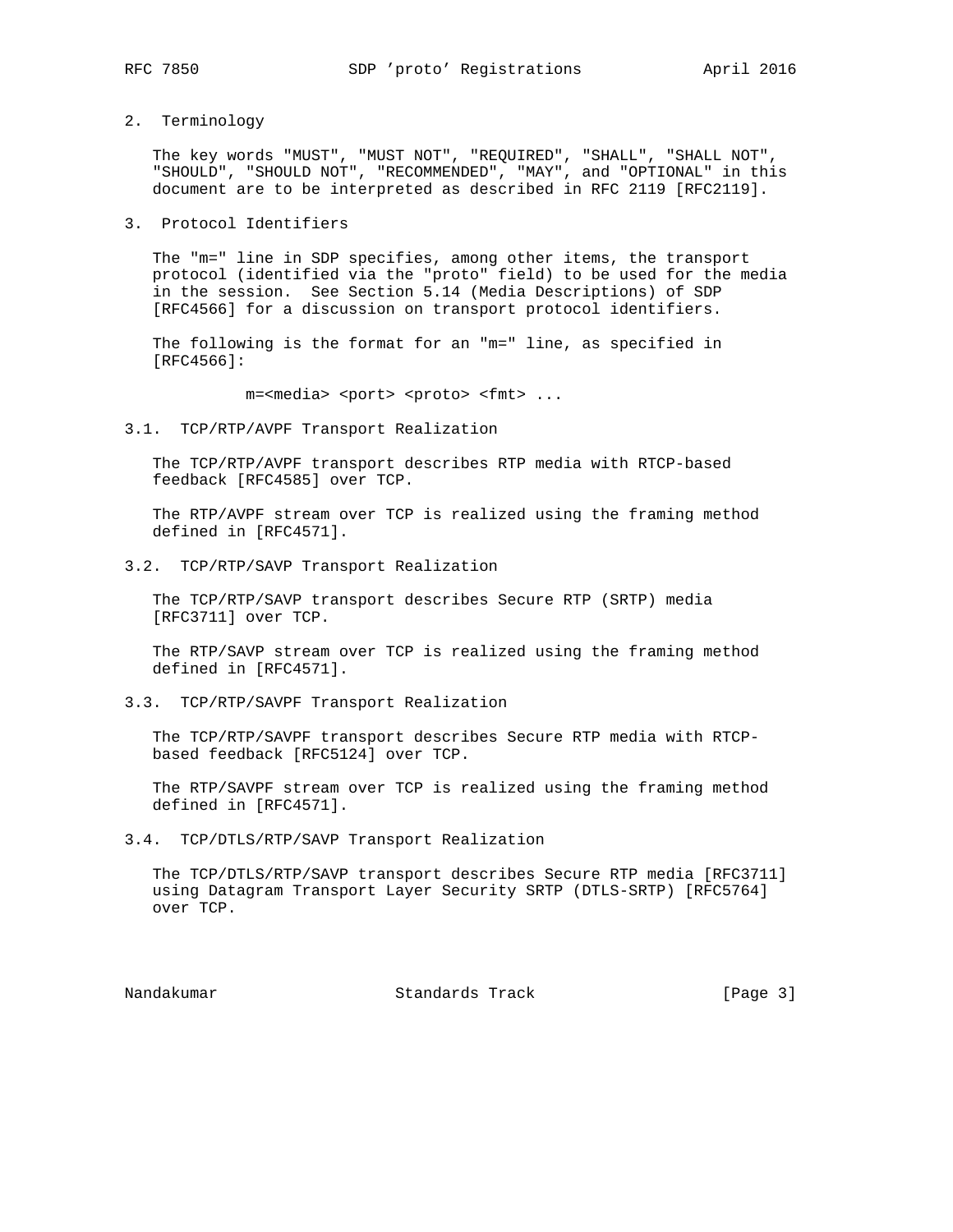## 2. Terminology

The key words "MUST", "MUST NOT", "REQUIRED", "SHALL", "SHALL NOT", "SHOULD", "SHOULD NOT", "RECOMMENDED", "MAY", and "OPTIONAL" in this document are to be interpreted as described in RFC 2119 [RFC2119].

## 3. Protocol Identifiers

The "m=" line in SDP specifies, among other items, the transport protocol (identified via the "proto" field) to be used for the media in the session. See Section 5.14 (Media Descriptions) of SDP [RFC4566] for a discussion on transport protocol identifiers.

The following is the format for an "m=" line, as specified in [RFC4566]:

```
m=<media> <port> <proto> <fmt> ...
```

### 3.1. TCP/RTP/AVPF Transport Realization

The TCP/RTP/AVPF transport describes RTP media with RTCP-based feedback [RFC4585] over TCP.

The RTP/AVPF stream over TCP is realized using the framing method defined in [RFC4571].

### 3.2. TCP/RTP/SAVP Transport Realization

The TCP/RTP/SAVP transport describes Secure RTP (SRTP) media [RFC3711] over TCP.

The RTP/SAVP stream over TCP is realized using the framing method defined in [RFC4571].

### 3.3. TCP/RTP/SAVPF Transport Realization

The TCP/RTP/SAVPF transport describes Secure RTP media with RTCP-based feedback [RFC5124] over TCP.

The RTP/SAVPF stream over TCP is realized using the framing method defined in [RFC4571].

### 3.4. TCP/DTLS/RTP/SAVP Transport Realization

The TCP/DTLS/RTP/SAVP transport describes Secure RTP media [RFC3711] using Datagram Transport Layer Security SRTP (DTLS-SRTP) [RFC5764] over TCP.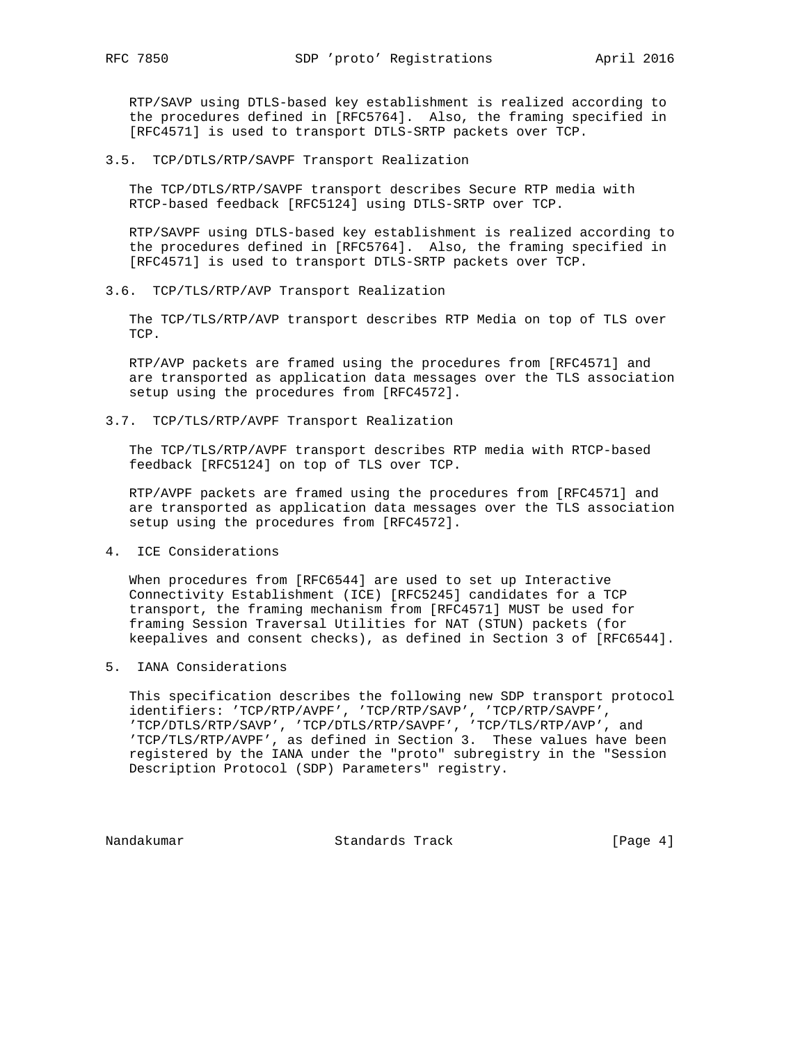RTP/SAVP using DTLS-based key establishment is realized according to the procedures defined in [RFC5764]. Also, the framing specified in [RFC4571] is used to transport DTLS-SRTP packets over TCP.

### 3.5. TCP/DTLS/RTP/SAVPF Transport Realization

The TCP/DTLS/RTP/SAVPF transport describes Secure RTP media with RTCP-based feedback [RFC5124] using DTLS-SRTP over TCP.

RTP/SAVPF using DTLS-based key establishment is realized according to the procedures defined in [RFC5764]. Also, the framing specified in [RFC4571] is used to transport DTLS-SRTP packets over TCP.

### 3.6. TCP/TLS/RTP/AVP Transport Realization

The TCP/TLS/RTP/AVP transport describes RTP Media on top of TLS over TCP.

RTP/AVP packets are framed using the procedures from [RFC4571] and are transported as application data messages over the TLS association setup using the procedures from [RFC4572].

### 3.7. TCP/TLS/RTP/AVPF Transport Realization

The TCP/TLS/RTP/AVPF transport describes RTP media with RTCP-based feedback [RFC5124] on top of TLS over TCP.

RTP/AVPF packets are framed using the procedures from [RFC4571] and are transported as application data messages over the TLS association setup using the procedures from [RFC4572].

## 4. ICE Considerations

When procedures from [RFC6544] are used to set up Interactive Connectivity Establishment (ICE) [RFC5245] candidates for a TCP transport, the framing mechanism from [RFC4571] MUST be used for framing Session Traversal Utilities for NAT (STUN) packets (for keepalives and consent checks), as defined in Section 3 of [RFC6544].

## 5. IANA Considerations

This specification describes the following new SDP transport protocol identifiers: 'TCP/RTP/AVPF', 'TCP/RTP/SAVP', 'TCP/RTP/SAVPF', 'TCP/DTLS/RTP/SAVP', 'TCP/DTLS/RTP/SAVPF', 'TCP/TLS/RTP/AVP', and 'TCP/TLS/RTP/AVPF', as defined in Section 3. These values have been registered by the IANA under the "proto" subregistry in the "Session Description Protocol (SDP) Parameters" registry.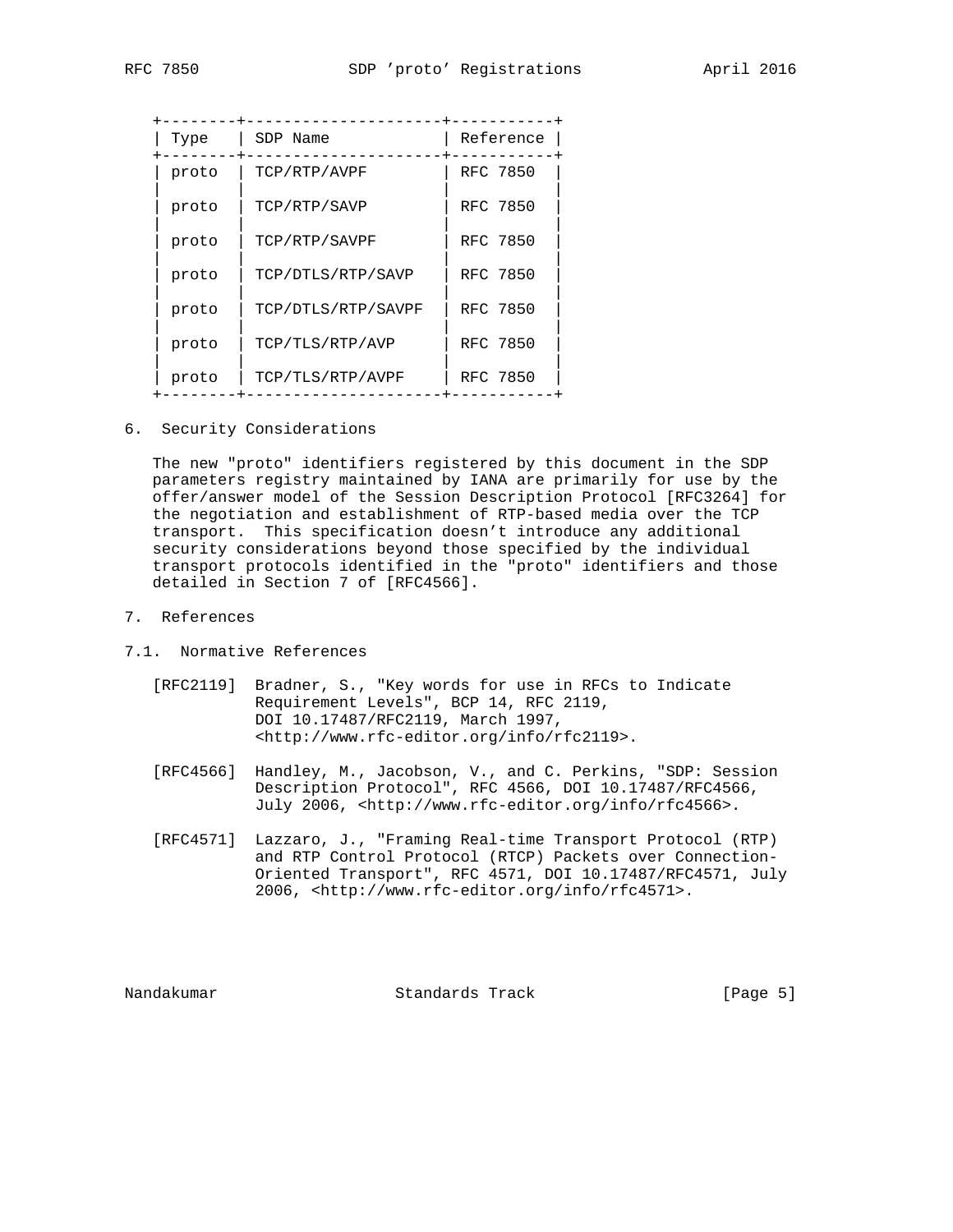| Type | SDP Name | Reference |
| --- | --- | --- |
| proto | TCP/RTP/AVPF | RFC 7850 |
| proto | TCP/RTP/SAVP | RFC 7850 |
| proto | TCP/RTP/SAVPF | RFC 7850 |
| proto | TCP/DTLS/RTP/SAVP | RFC 7850 |
| proto | TCP/DTLS/RTP/SAVPF | RFC 7850 |
| proto | TCP/TLS/RTP/AVP | RFC 7850 |
| proto | TCP/TLS/RTP/AVPF | RFC 7850 |

## 6. Security Considerations

The new "proto" identifiers registered by this document in the SDP parameters registry maintained by IANA are primarily for use by the offer/answer model of the Session Description Protocol [RFC3264] for the negotiation and establishment of RTP-based media over the TCP transport. This specification doesn't introduce any additional security considerations beyond those specified by the individual transport protocols identified in the "proto" identifiers and those detailed in Section 7 of [RFC4566].

## 7. References

### 7.1. Normative References

[RFC2119] Bradner, S., "Key words for use in RFCs to Indicate Requirement Levels", BCP 14, RFC 2119, DOI 10.17487/RFC2119, March 1997, <http://www.rfc-editor.org/info/rfc2119>.

[RFC4566] Handley, M., Jacobson, V., and C. Perkins, "SDP: Session Description Protocol", RFC 4566, DOI 10.17487/RFC4566, July 2006, <http://www.rfc-editor.org/info/rfc4566>.

[RFC4571] Lazzaro, J., "Framing Real-time Transport Protocol (RTP) and RTP Control Protocol (RTCP) Packets over Connection-Oriented Transport", RFC 4571, DOI 10.17487/RFC4571, July 2006, <http://www.rfc-editor.org/info/rfc4571>.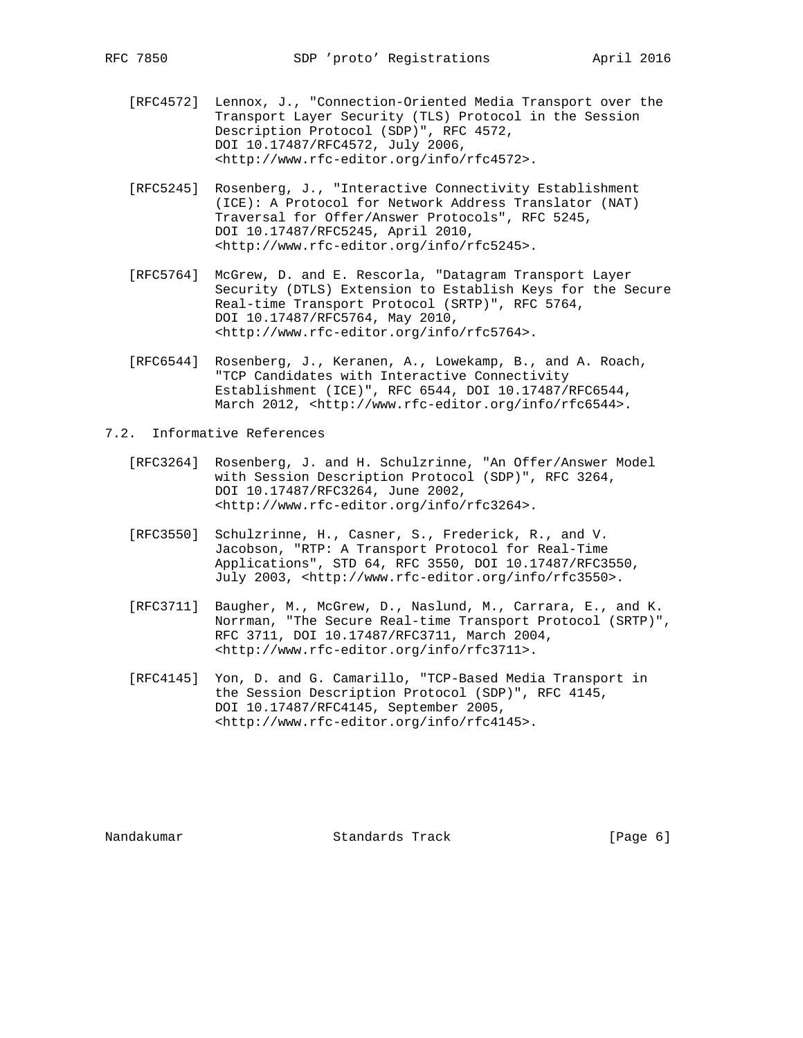[RFC4572] Lennox, J., "Connection-Oriented Media Transport over the Transport Layer Security (TLS) Protocol in the Session Description Protocol (SDP)", RFC 4572, DOI 10.17487/RFC4572, July 2006, <http://www.rfc-editor.org/info/rfc4572>.

[RFC5245] Rosenberg, J., "Interactive Connectivity Establishment (ICE): A Protocol for Network Address Translator (NAT) Traversal for Offer/Answer Protocols", RFC 5245, DOI 10.17487/RFC5245, April 2010, <http://www.rfc-editor.org/info/rfc5245>.

[RFC5764] McGrew, D. and E. Rescorla, "Datagram Transport Layer Security (DTLS) Extension to Establish Keys for the Secure Real-time Transport Protocol (SRTP)", RFC 5764, DOI 10.17487/RFC5764, May 2010, <http://www.rfc-editor.org/info/rfc5764>.

[RFC6544] Rosenberg, J., Keranen, A., Lowekamp, B., and A. Roach, "TCP Candidates with Interactive Connectivity Establishment (ICE)", RFC 6544, DOI 10.17487/RFC6544, March 2012, <http://www.rfc-editor.org/info/rfc6544>.

### 7.2. Informative References

[RFC3264] Rosenberg, J. and H. Schulzrinne, "An Offer/Answer Model with Session Description Protocol (SDP)", RFC 3264, DOI 10.17487/RFC3264, June 2002, <http://www.rfc-editor.org/info/rfc3264>.

[RFC3550] Schulzrinne, H., Casner, S., Frederick, R., and V. Jacobson, "RTP: A Transport Protocol for Real-Time Applications", STD 64, RFC 3550, DOI 10.17487/RFC3550, July 2003, <http://www.rfc-editor.org/info/rfc3550>.

[RFC3711] Baugher, M., McGrew, D., Naslund, M., Carrara, E., and K. Norrman, "The Secure Real-time Transport Protocol (SRTP)", RFC 3711, DOI 10.17487/RFC3711, March 2004, <http://www.rfc-editor.org/info/rfc3711>.

[RFC4145] Yon, D. and G. Camarillo, "TCP-Based Media Transport in the Session Description Protocol (SDP)", RFC 4145, DOI 10.17487/RFC4145, September 2005, <http://www.rfc-editor.org/info/rfc4145>.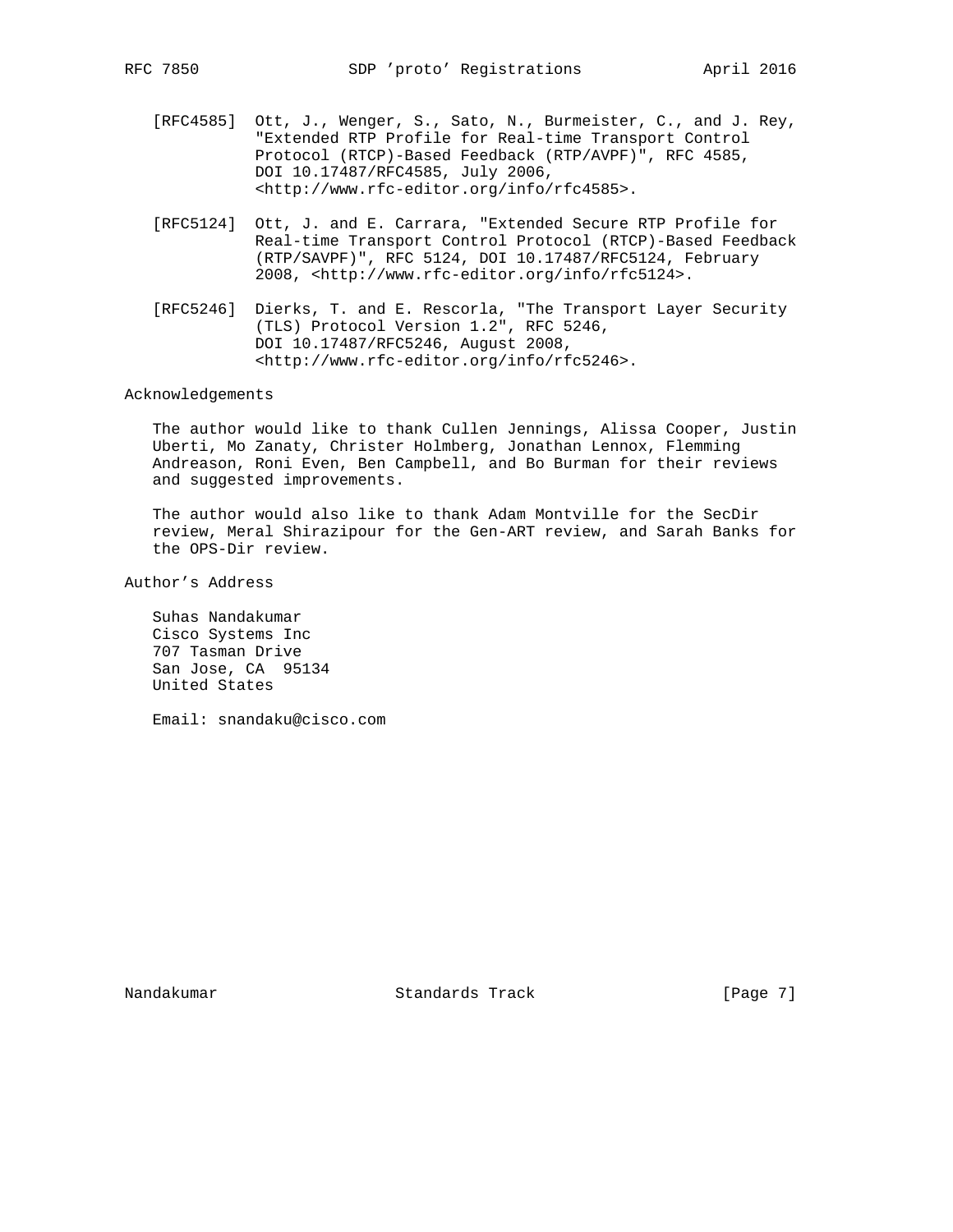[RFC4585] Ott, J., Wenger, S., Sato, N., Burmeister, C., and J. Rey, "Extended RTP Profile for Real-time Transport Control Protocol (RTCP)-Based Feedback (RTP/AVPF)", RFC 4585, DOI 10.17487/RFC4585, July 2006, <http://www.rfc-editor.org/info/rfc4585>.

[RFC5124] Ott, J. and E. Carrara, "Extended Secure RTP Profile for Real-time Transport Control Protocol (RTCP)-Based Feedback (RTP/SAVPF)", RFC 5124, DOI 10.17487/RFC5124, February 2008, <http://www.rfc-editor.org/info/rfc5124>.

[RFC5246] Dierks, T. and E. Rescorla, "The Transport Layer Security (TLS) Protocol Version 1.2", RFC 5246, DOI 10.17487/RFC5246, August 2008, <http://www.rfc-editor.org/info/rfc5246>.

## Acknowledgements

The author would like to thank Cullen Jennings, Alissa Cooper, Justin Uberti, Mo Zanaty, Christer Holmberg, Jonathan Lennox, Flemming Andreason, Roni Even, Ben Campbell, and Bo Burman for their reviews and suggested improvements.

The author would also like to thank Adam Montville for the SecDir review, Meral Shirazipour for the Gen-ART review, and Sarah Banks for the OPS-Dir review.

## Author's Address

Suhas Nandakumar
Cisco Systems Inc
707 Tasman Drive
San Jose, CA 95134
United States

Email: snandaku@cisco.com